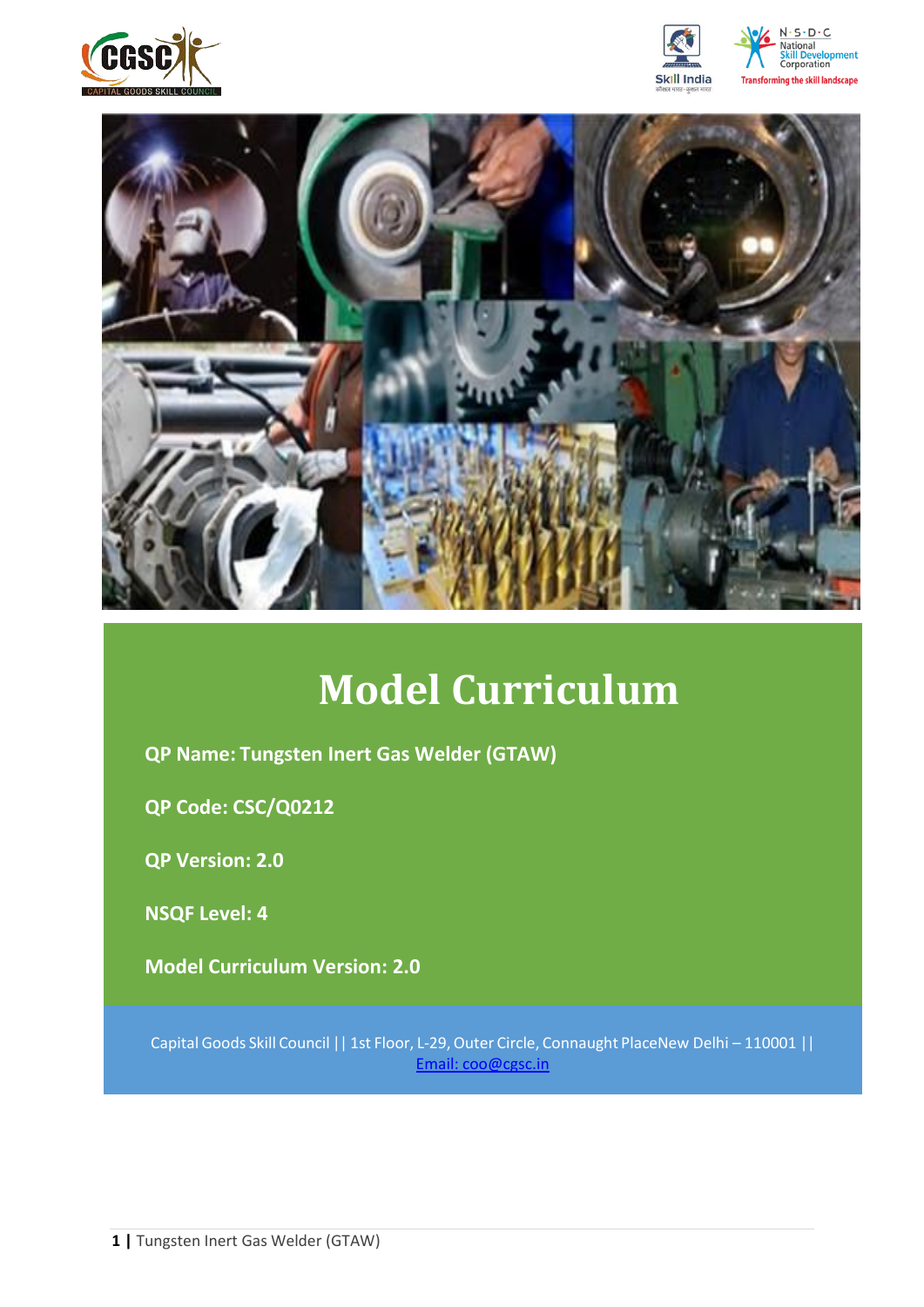# Model Curriculum

**QP Name: Tungsten Inert Gas Welder (GTAW)**

**QP Code: CSC/Q0212**

**QP Version: 2.0**

**NSQF Level: 4**

**Model Curriculum Version: 2.0**

Capital Goods Skill Council || 1st Floor, L-29, Outer Circle, Connaught PlaceNew Delhi – 110001 || Email: coo@cgsc.in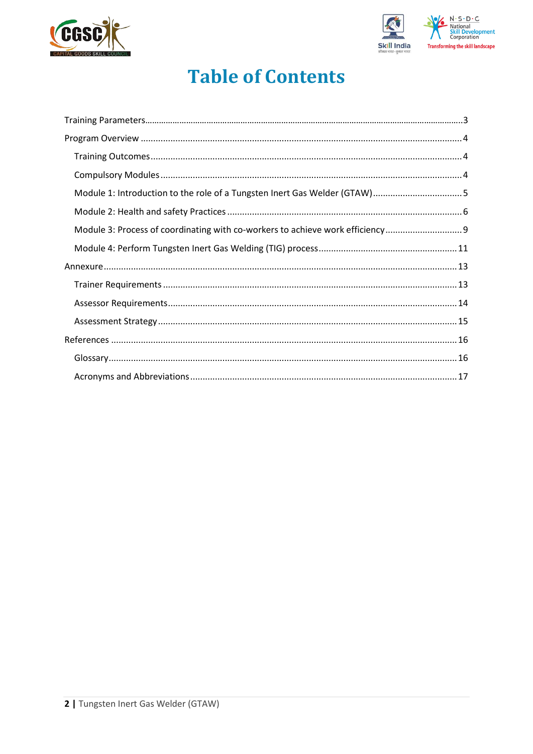# Table of Contents

Training Parameters....................................................................................................3

Program Overview ....................................................................................................4

- Training Outcomes....................................................................................................4
- Compulsory Modules....................................................................................................4
- Module 1: Introduction to the role of a Tungsten Inert Gas Welder (GTAW)....................................5
- Module 2: Health and safety Practices ....................................................................................................6
- Module 3: Process of coordinating with co-workers to achieve work efficiency ..............................9
- Module 4: Perform Tungsten Inert Gas Welding (TIG) process........................................................11

Annexure....................................................................................................13

- Trainer Requirements ....................................................................................................13
- Assessor Requirements....................................................................................................14
- Assessment Strategy....................................................................................................15

References ....................................................................................................16

- Glossary....................................................................................................16
- Acronyms and Abbreviations....................................................................................................17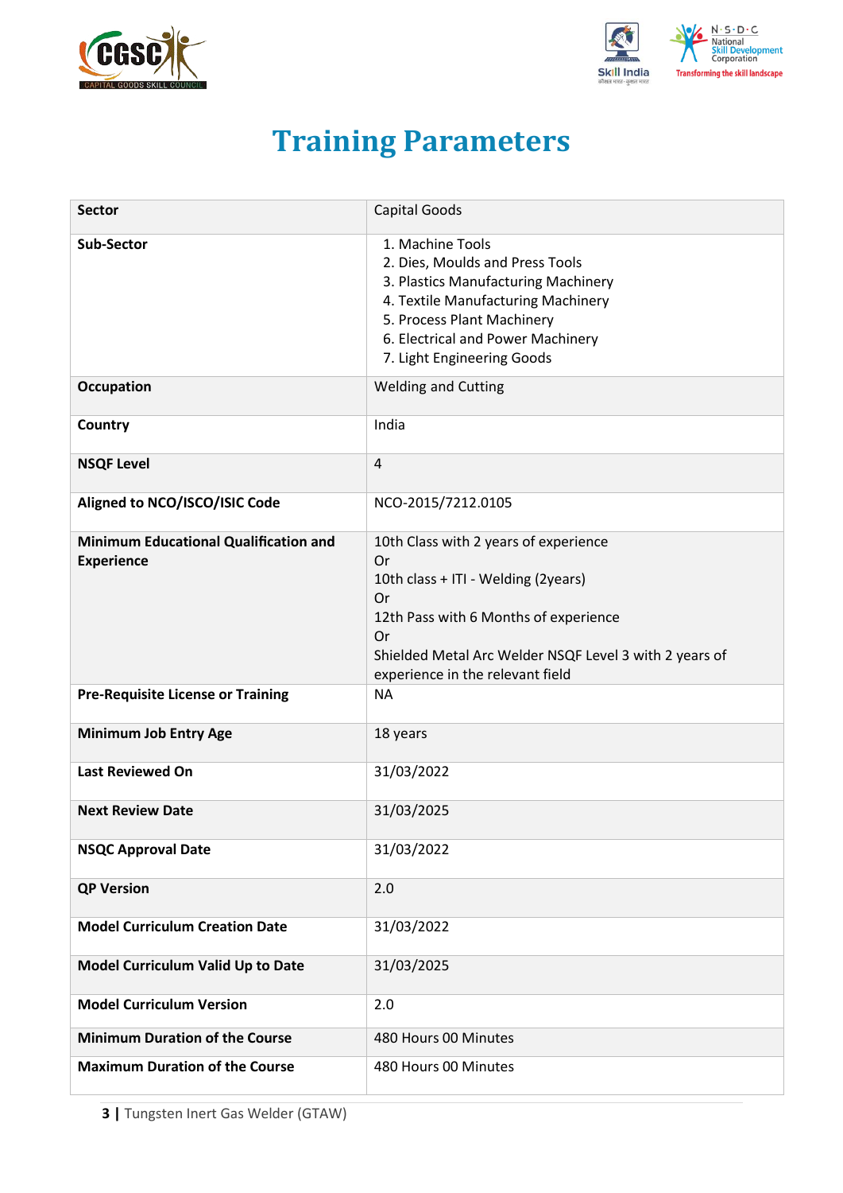# Training Parameters

| Sector | Capital Goods |
|---|---|
| Sub-Sector | 1. Machine Tools<br>2. Dies, Moulds and Press Tools<br>3. Plastics Manufacturing Machinery<br>4. Textile Manufacturing Machinery<br>5. Process Plant Machinery<br>6. Electrical and Power Machinery<br>7. Light Engineering Goods |
| Occupation | Welding and Cutting |
| Country | India |
| NSQF Level | 4 |
| Aligned to NCO/ISCO/ISIC Code | NCO-2015/7212.0105 |
| Minimum Educational Qualification and Experience | 10th Class with 2 years of experience<br>Or<br>10th class + ITI - Welding (2years)<br>Or<br>12th Pass with 6 Months of experience<br>Or<br>Shielded Metal Arc Welder NSQF Level 3 with 2 years of experience in the relevant field |
| Pre-Requisite License or Training | NA |
| Minimum Job Entry Age | 18 years |
| Last Reviewed On | 31/03/2022 |
| Next Review Date | 31/03/2025 |
| NSQC Approval Date | 31/03/2022 |
| QP Version | 2.0 |
| Model Curriculum Creation Date | 31/03/2022 |
| Model Curriculum Valid Up to Date | 31/03/2025 |
| Model Curriculum Version | 2.0 |
| Minimum Duration of the Course | 480 Hours 00 Minutes |
| Maximum Duration of the Course | 480 Hours 00 Minutes |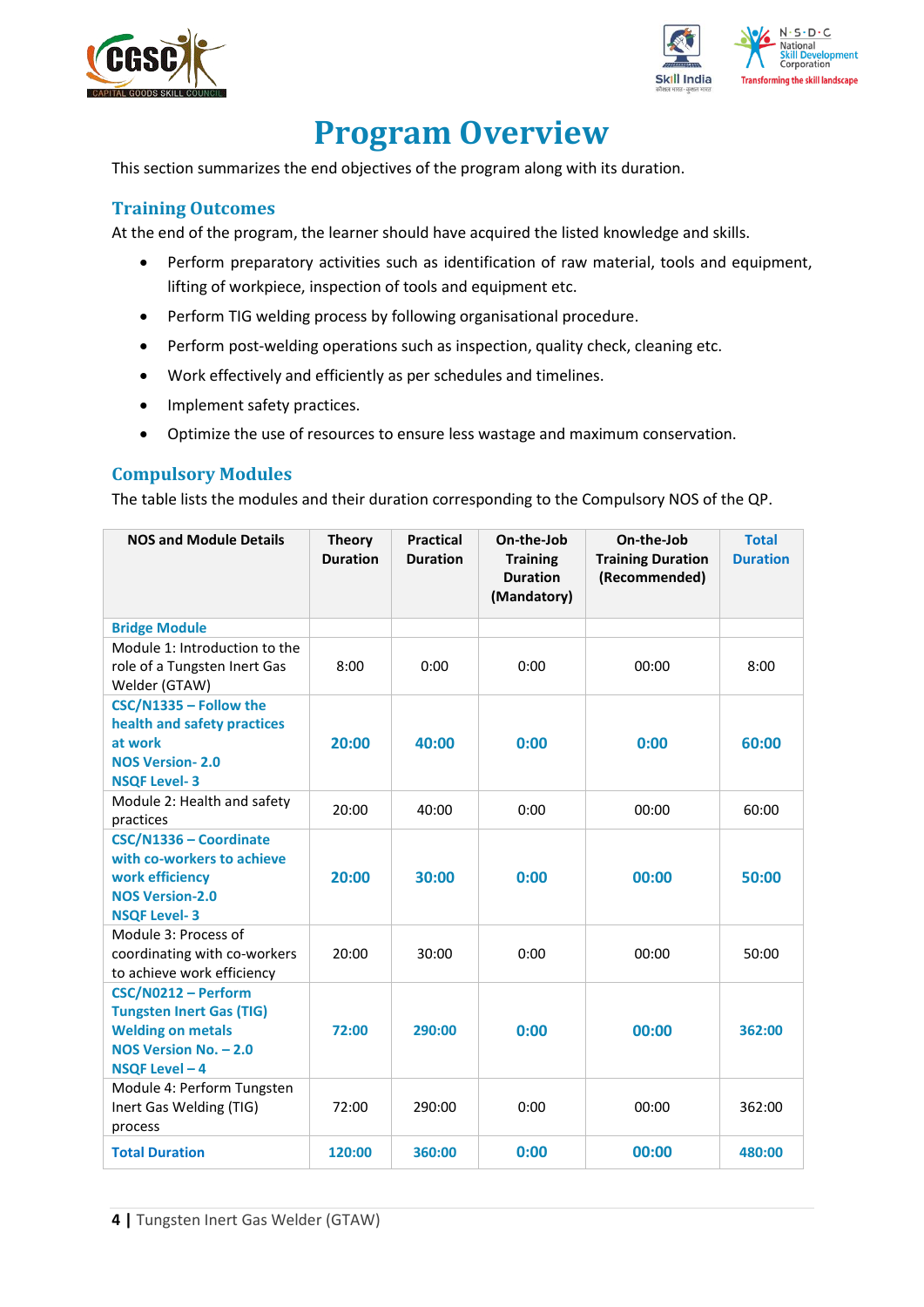# Program Overview

This section summarizes the end objectives of the program along with its duration.

## Training Outcomes

At the end of the program, the learner should have acquired the listed knowledge and skills.

- Perform preparatory activities such as identification of raw material, tools and equipment, lifting of workpiece, inspection of tools and equipment etc.
- Perform TIG welding process by following organisational procedure.
- Perform post-welding operations such as inspection, quality check, cleaning etc.
- Work effectively and efficiently as per schedules and timelines.
- Implement safety practices.
- Optimize the use of resources to ensure less wastage and maximum conservation.

## Compulsory Modules

The table lists the modules and their duration corresponding to the Compulsory NOS of the QP.

| NOS and Module Details | Theory Duration | Practical Duration | On-the-Job Training Duration (Mandatory) | On-the-Job Training Duration (Recommended) | Total Duration |
|---|---|---|---|---|---|
| **Bridge Module** | | | | | |
| Module 1: Introduction to the role of a Tungsten Inert Gas Welder (GTAW) | 8:00 | 0:00 | 0:00 | 00:00 | 8:00 |
| **CSC/N1335 – Follow the health and safety practices at work**<br>**NOS Version- 2.0**<br>**NSQF Level- 3** | **20:00** | **40:00** | **0:00** | **0:00** | **60:00** |
| Module 2: Health and safety practices | 20:00 | 40:00 | 0:00 | 00:00 | 60:00 |
| **CSC/N1336 – Coordinate with co-workers to achieve work efficiency**<br>**NOS Version-2.0**<br>**NSQF Level- 3** | **20:00** | **30:00** | **0:00** | **00:00** | **50:00** |
| Module 3: Process of coordinating with co-workers to achieve work efficiency | 20:00 | 30:00 | 0:00 | 00:00 | 50:00 |
| **CSC/N0212 – Perform Tungsten Inert Gas (TIG) Welding on metals**<br>**NOS Version No. – 2.0**<br>**NSQF Level – 4** | **72:00** | **290:00** | **0:00** | **00:00** | **362:00** |
| Module 4: Perform Tungsten Inert Gas Welding (TIG) process | 72:00 | 290:00 | 0:00 | 00:00 | 362:00 |
| **Total Duration** | **120:00** | **360:00** | **0:00** | **00:00** | **480:00** |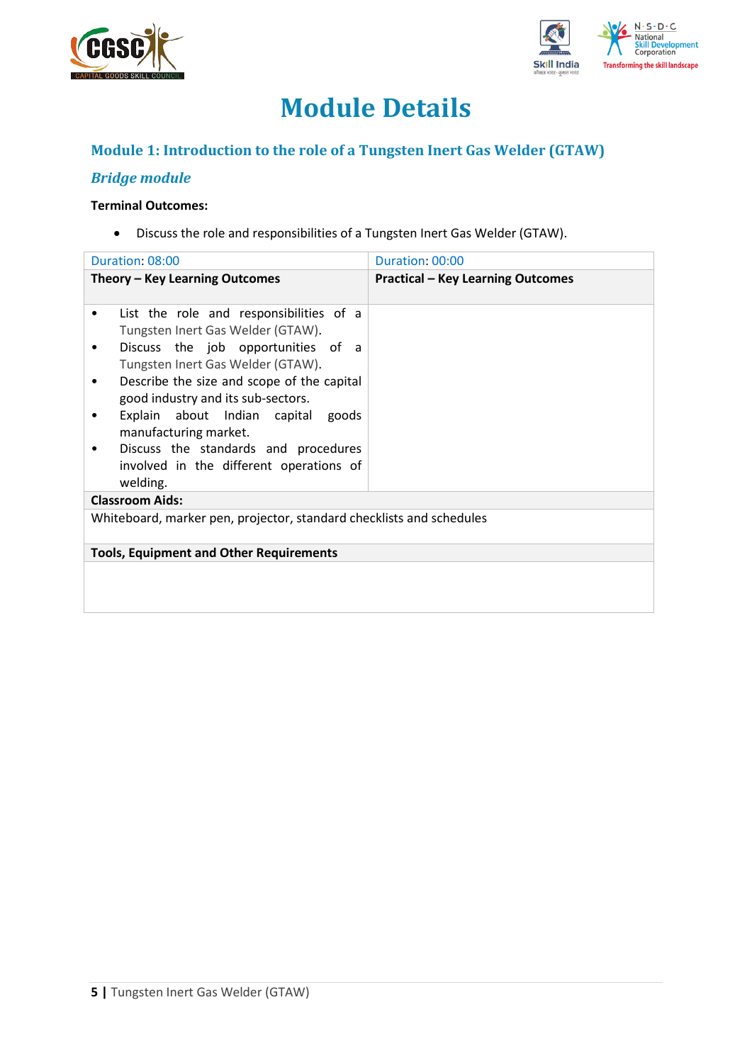# Module Details

## Module 1: Introduction to the role of a Tungsten Inert Gas Welder (GTAW)

### *Bridge module*

**Terminal Outcomes:**

- Discuss the role and responsibilities of a Tungsten Inert Gas Welder (GTAW).

| Duration: 08:00 | Duration: 00:00 |
|---|---|
| **Theory – Key Learning Outcomes** | **Practical – Key Learning Outcomes** |
| • List the role and responsibilities of a Tungsten Inert Gas Welder (GTAW).<br>• Discuss the job opportunities of a Tungsten Inert Gas Welder (GTAW).<br>• Describe the size and scope of the capital good industry and its sub-sectors.<br>• Explain about Indian capital goods manufacturing market.<br>• Discuss the standards and procedures involved in the different operations of welding. | |
| **Classroom Aids:** | |
| Whiteboard, marker pen, projector, standard checklists and schedules | |
| **Tools, Equipment and Other Requirements** | |
| | |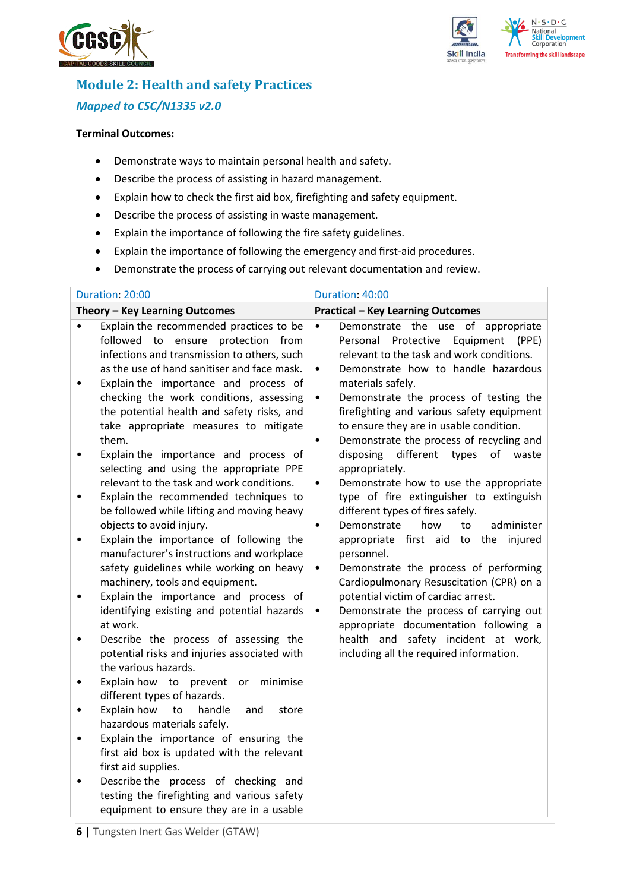## Module 2: Health and safety Practices

### *Mapped to CSC/N1335 v2.0*

**Terminal Outcomes:**

- Demonstrate ways to maintain personal health and safety.
- Describe the process of assisting in hazard management.
- Explain how to check the first aid box, firefighting and safety equipment.
- Describe the process of assisting in waste management.
- Explain the importance of following the fire safety guidelines.
- Explain the importance of following the emergency and first-aid procedures.
- Demonstrate the process of carrying out relevant documentation and review.

| Duration: 20:00 | Duration: 40:00 |
|---|---|
| **Theory – Key Learning Outcomes** | **Practical – Key Learning Outcomes** |
| • Explain the recommended practices to be followed to ensure protection from infections and transmission to others, such as the use of hand sanitiser and face mask.<br>• Explain the importance and process of checking the work conditions, assessing the potential health and safety risks, and take appropriate measures to mitigate them.<br>• Explain the importance and process of selecting and using the appropriate PPE relevant to the task and work conditions.<br>• Explain the recommended techniques to be followed while lifting and moving heavy objects to avoid injury.<br>• Explain the importance of following the manufacturer's instructions and workplace safety guidelines while working on heavy machinery, tools and equipment.<br>• Explain the importance and process of identifying existing and potential hazards at work.<br>• Describe the process of assessing the potential risks and injuries associated with the various hazards.<br>• Explain how to prevent or minimise different types of hazards.<br>• Explain how to handle and store hazardous materials safely.<br>• Explain the importance of ensuring the first aid box is updated with the relevant first aid supplies.<br>• Describe the process of checking and testing the firefighting and various safety equipment to ensure they are in a usable | • Demonstrate the use of appropriate Personal Protective Equipment (PPE) relevant to the task and work conditions.<br>• Demonstrate how to handle hazardous materials safely.<br>• Demonstrate the process of testing the firefighting and various safety equipment to ensure they are in usable condition.<br>• Demonstrate the process of recycling and disposing different types of waste appropriately.<br>• Demonstrate how to use the appropriate type of fire extinguisher to extinguish different types of fires safely.<br>• Demonstrate how to administer appropriate first aid to the injured personnel.<br>• Demonstrate the process of performing Cardiopulmonary Resuscitation (CPR) on a potential victim of cardiac arrest.<br>• Demonstrate the process of carrying out appropriate documentation following a health and safety incident at work, including all the required information. |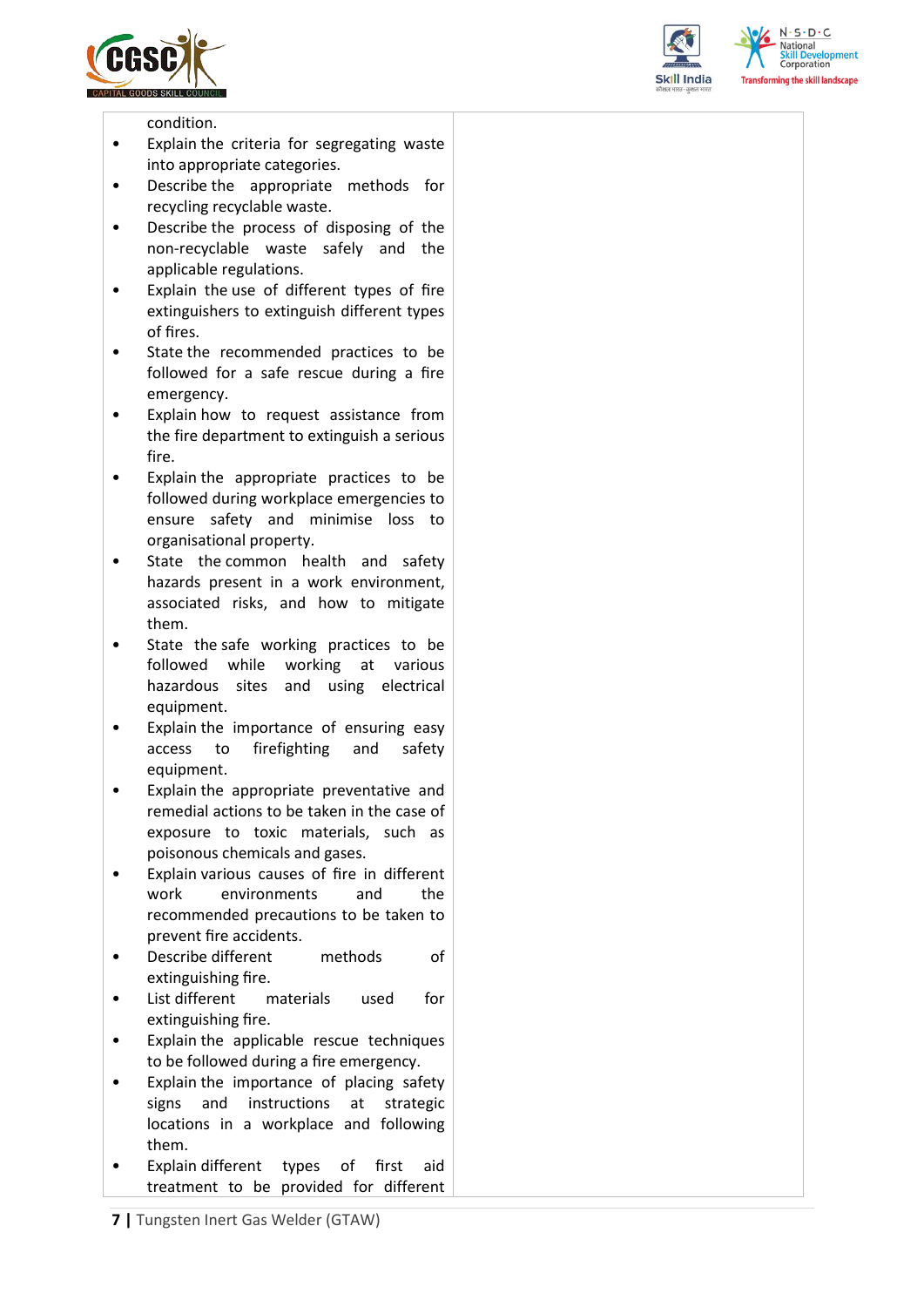| | |
|---|---|
| condition.<br>• Explain the criteria for segregating waste into appropriate categories.<br>• Describe the appropriate methods for recycling recyclable waste.<br>• Describe the process of disposing of the non-recyclable waste safely and the applicable regulations.<br>• Explain the use of different types of fire extinguishers to extinguish different types of fires.<br>• State the recommended practices to be followed for a safe rescue during a fire emergency.<br>• Explain how to request assistance from the fire department to extinguish a serious fire.<br>• Explain the appropriate practices to be followed during workplace emergencies to ensure safety and minimise loss to organisational property.<br>• State the common health and safety hazards present in a work environment, associated risks, and how to mitigate them.<br>• State the safe working practices to be followed while working at various hazardous sites and using electrical equipment.<br>• Explain the importance of ensuring easy access to firefighting and safety equipment.<br>• Explain the appropriate preventative and remedial actions to be taken in the case of exposure to toxic materials, such as poisonous chemicals and gases.<br>• Explain various causes of fire in different work environments and the recommended precautions to be taken to prevent fire accidents.<br>• Describe different methods of extinguishing fire.<br>• List different materials used for extinguishing fire.<br>• Explain the applicable rescue techniques to be followed during a fire emergency.<br>• Explain the importance of placing safety signs and instructions at strategic locations in a workplace and following them.<br>• Explain different types of first aid treatment to be provided for different | |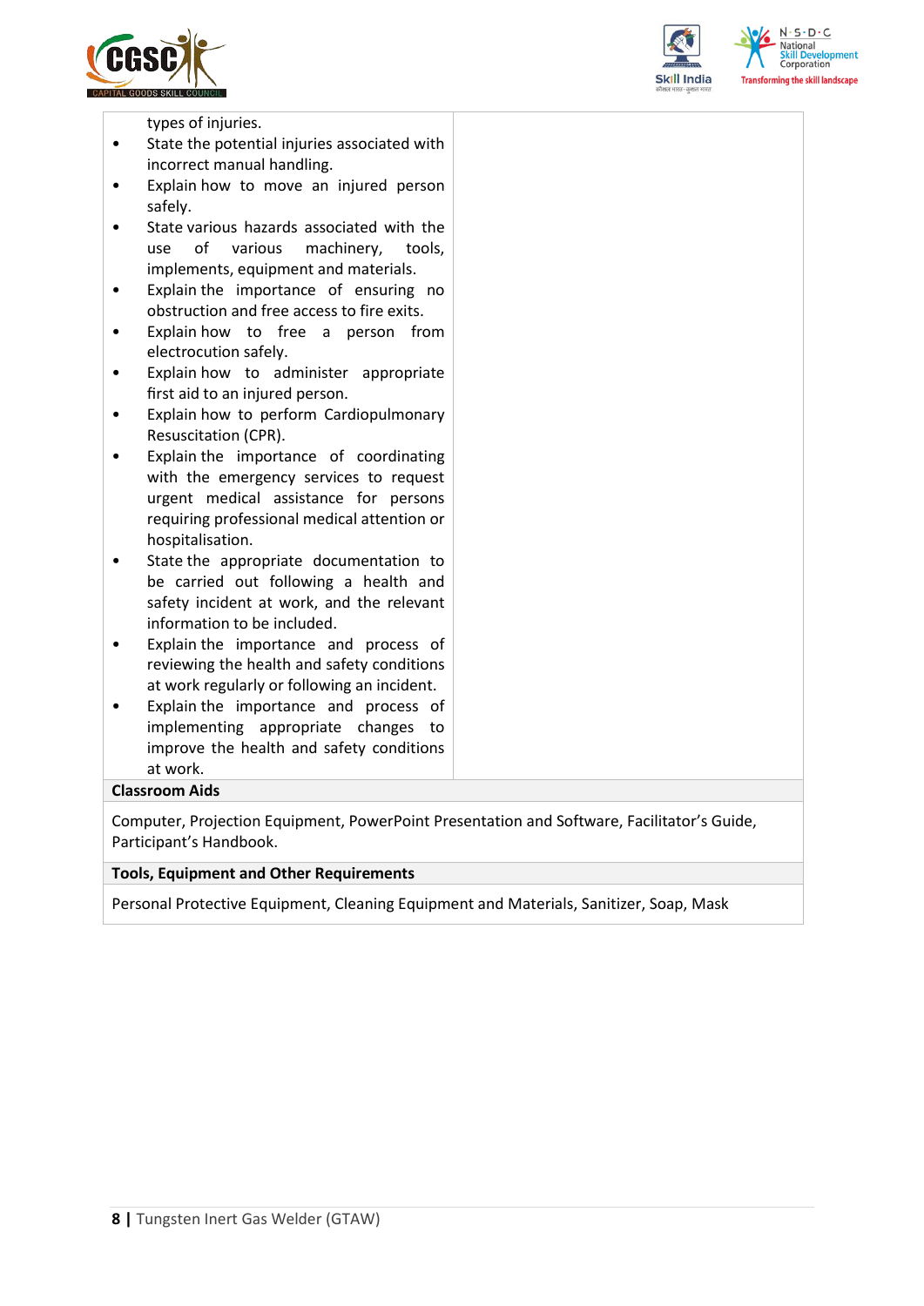| | |
|---|---|
| types of injuries.<br>• State the potential injuries associated with incorrect manual handling.<br>• Explain how to move an injured person safely.<br>• State various hazards associated with the use of various machinery, tools, implements, equipment and materials.<br>• Explain the importance of ensuring no obstruction and free access to fire exits.<br>• Explain how to free a person from electrocution safely.<br>• Explain how to administer appropriate first aid to an injured person.<br>• Explain how to perform Cardiopulmonary Resuscitation (CPR).<br>• Explain the importance of coordinating with the emergency services to request urgent medical assistance for persons requiring professional medical attention or hospitalisation.<br>• State the appropriate documentation to be carried out following a health and safety incident at work, and the relevant information to be included.<br>• Explain the importance and process of reviewing the health and safety conditions at work regularly or following an incident.<br>• Explain the importance and process of implementing appropriate changes to improve the health and safety conditions at work. | |
| **Classroom Aids** | |
| Computer, Projection Equipment, PowerPoint Presentation and Software, Facilitator's Guide, Participant's Handbook. | |
| **Tools, Equipment and Other Requirements** | |
| Personal Protective Equipment, Cleaning Equipment and Materials, Sanitizer, Soap, Mask | |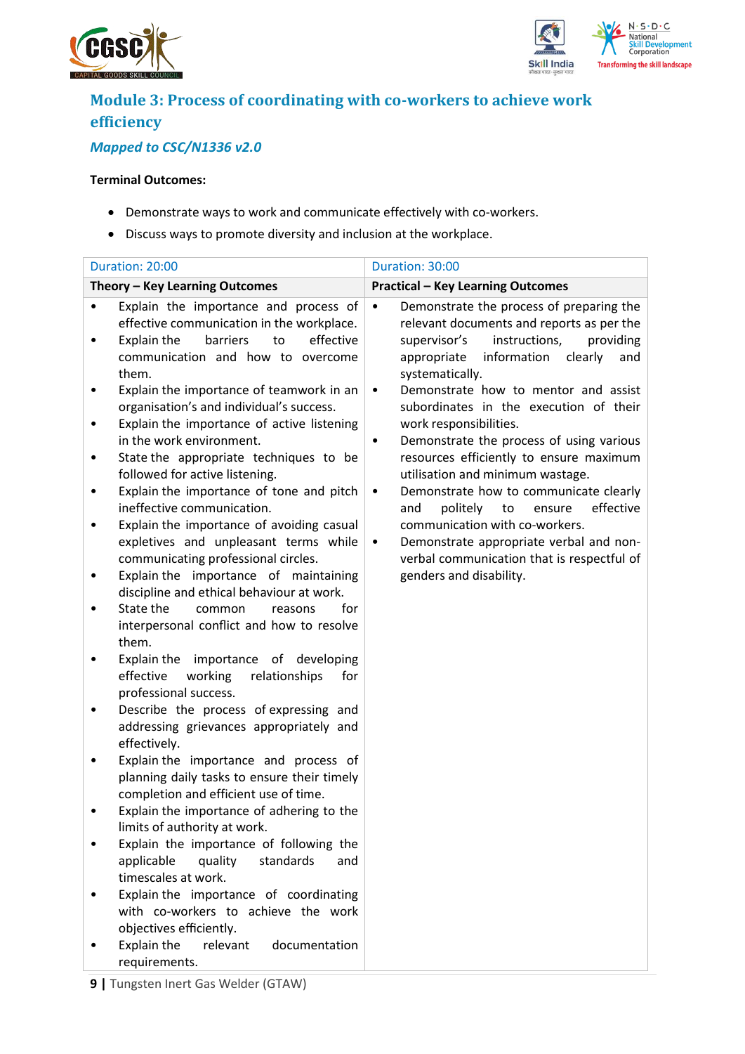## Module 3: Process of coordinating with co-workers to achieve work efficiency

### *Mapped to CSC/N1336 v2.0*

**Terminal Outcomes:**

- Demonstrate ways to work and communicate effectively with co-workers.
- Discuss ways to promote diversity and inclusion at the workplace.

| Duration: 20:00 | Duration: 30:00 |
|---|---|
| **Theory – Key Learning Outcomes** | **Practical – Key Learning Outcomes** |
| • Explain the importance and process of effective communication in the workplace.<br>• Explain the barriers to effective communication and how to overcome them.<br>• Explain the importance of teamwork in an organisation's and individual's success.<br>• Explain the importance of active listening in the work environment.<br>• State the appropriate techniques to be followed for active listening.<br>• Explain the importance of tone and pitch ineffective communication.<br>• Explain the importance of avoiding casual expletives and unpleasant terms while communicating professional circles.<br>• Explain the importance of maintaining discipline and ethical behaviour at work.<br>• State the common reasons for interpersonal conflict and how to resolve them.<br>• Explain the importance of developing effective working relationships for professional success.<br>• Describe the process of expressing and addressing grievances appropriately and effectively.<br>• Explain the importance and process of planning daily tasks to ensure their timely completion and efficient use of time.<br>• Explain the importance of adhering to the limits of authority at work.<br>• Explain the importance of following the applicable quality standards and timescales at work.<br>• Explain the importance of coordinating with co-workers to achieve the work objectives efficiently.<br>• Explain the relevant documentation requirements. | • Demonstrate the process of preparing the relevant documents and reports as per the supervisor's instructions, providing appropriate information clearly and systematically.<br>• Demonstrate how to mentor and assist subordinates in the execution of their work responsibilities.<br>• Demonstrate the process of using various resources efficiently to ensure maximum utilisation and minimum wastage.<br>• Demonstrate how to communicate clearly and politely to ensure effective communication with co-workers.<br>• Demonstrate appropriate verbal and non-verbal communication that is respectful of genders and disability. |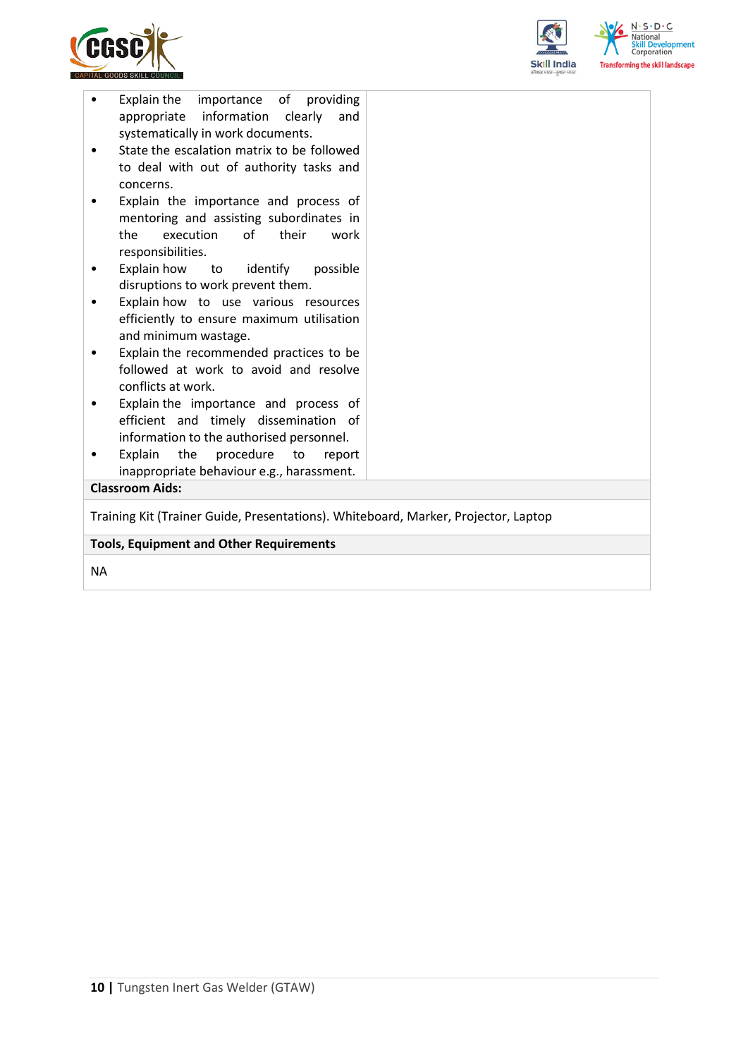| | |
|---|---|
| • Explain the importance of providing appropriate information clearly and systematically in work documents.<br>• State the escalation matrix to be followed to deal with out of authority tasks and concerns.<br>• Explain the importance and process of mentoring and assisting subordinates in the execution of their work responsibilities.<br>• Explain how to identify possible disruptions to work prevent them.<br>• Explain how to use various resources efficiently to ensure maximum utilisation and minimum wastage.<br>• Explain the recommended practices to be followed at work to avoid and resolve conflicts at work.<br>• Explain the importance and process of efficient and timely dissemination of information to the authorised personnel.<br>• Explain the procedure to report inappropriate behaviour e.g., harassment. | |

**Classroom Aids:**

Training Kit (Trainer Guide, Presentations). Whiteboard, Marker, Projector, Laptop

**Tools, Equipment and Other Requirements**

NA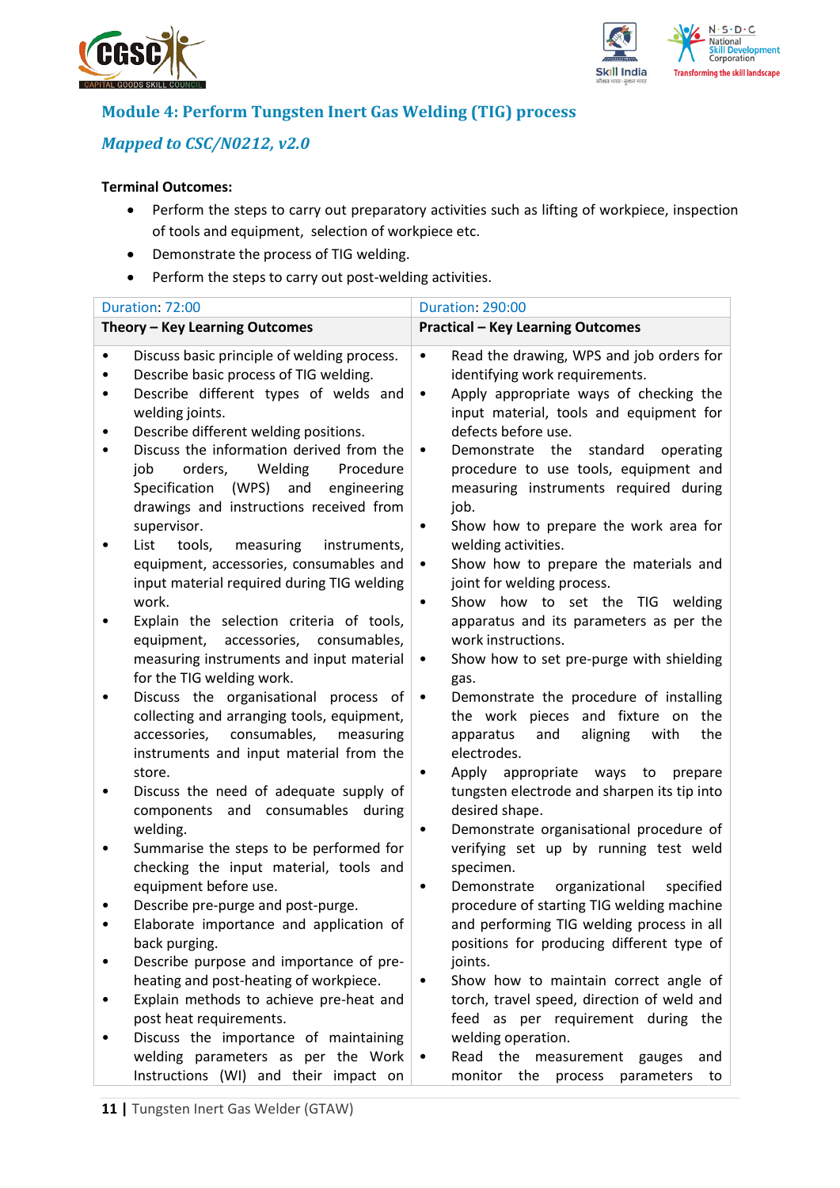## Module 4: Perform Tungsten Inert Gas Welding (TIG) process

### *Mapped to CSC/N0212, v2.0*

**Terminal Outcomes:**

- Perform the steps to carry out preparatory activities such as lifting of workpiece, inspection of tools and equipment, selection of workpiece etc.
- Demonstrate the process of TIG welding.
- Perform the steps to carry out post-welding activities.

| Duration: 72:00 | Duration: 290:00 |
|---|---|
| **Theory – Key Learning Outcomes** | **Practical – Key Learning Outcomes** |
| • Discuss basic principle of welding process.<br>• Describe basic process of TIG welding.<br>• Describe different types of welds and welding joints.<br>• Describe different welding positions.<br>• Discuss the information derived from the job orders, Welding Procedure Specification (WPS) and engineering drawings and instructions received from supervisor.<br>• List tools, measuring instruments, equipment, accessories, consumables and input material required during TIG welding work.<br>• Explain the selection criteria of tools, equipment, accessories, consumables, measuring instruments and input material for the TIG welding work.<br>• Discuss the organisational process of collecting and arranging tools, equipment, accessories, consumables, measuring instruments and input material from the store.<br>• Discuss the need of adequate supply of components and consumables during welding.<br>• Summarise the steps to be performed for checking the input material, tools and equipment before use.<br>• Describe pre-purge and post-purge.<br>• Elaborate importance and application of back purging.<br>• Describe purpose and importance of pre-heating and post-heating of workpiece.<br>• Explain methods to achieve pre-heat and post heat requirements.<br>• Discuss the importance of maintaining welding parameters as per the Work Instructions (WI) and their impact on | • Read the drawing, WPS and job orders for identifying work requirements.<br>• Apply appropriate ways of checking the input material, tools and equipment for defects before use.<br>• Demonstrate the standard operating procedure to use tools, equipment and measuring instruments required during job.<br>• Show how to prepare the work area for welding activities.<br>• Show how to prepare the materials and joint for welding process.<br>• Show how to set the TIG welding apparatus and its parameters as per the work instructions.<br>• Show how to set pre-purge with shielding gas.<br>• Demonstrate the procedure of installing the work pieces and fixture on the apparatus and aligning with the electrodes.<br>• Apply appropriate ways to prepare tungsten electrode and sharpen its tip into desired shape.<br>• Demonstrate organisational procedure of verifying set up by running test weld specimen.<br>• Demonstrate organizational specified procedure of starting TIG welding machine and performing TIG welding process in all positions for producing different type of joints.<br>• Show how to maintain correct angle of torch, travel speed, direction of weld and feed as per requirement during the welding operation.<br>• Read the measurement gauges and monitor the process parameters to |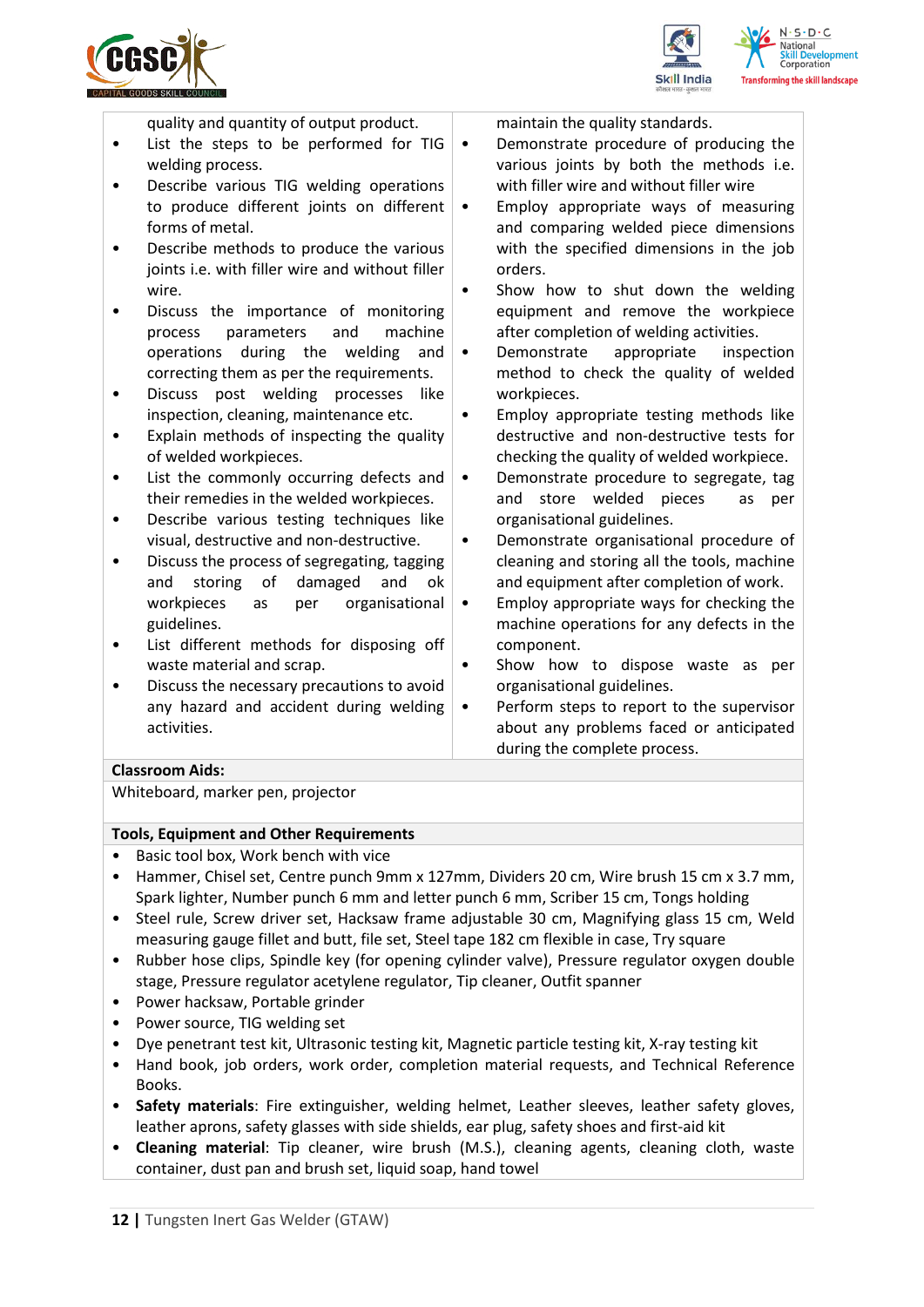| | |
|---|---|
| quality and quantity of output product.<br>• List the steps to be performed for TIG welding process.<br>• Describe various TIG welding operations to produce different joints on different forms of metal.<br>• Describe methods to produce the various joints i.e. with filler wire and without filler wire.<br>• Discuss the importance of monitoring process parameters and machine operations during the welding and correcting them as per the requirements.<br>• Discuss post welding processes like inspection, cleaning, maintenance etc.<br>• Explain methods of inspecting the quality of welded workpieces.<br>• List the commonly occurring defects and their remedies in the welded workpieces.<br>• Describe various testing techniques like visual, destructive and non-destructive.<br>• Discuss the process of segregating, tagging and storing of damaged and ok workpieces as per organisational guidelines.<br>• List different methods for disposing off waste material and scrap.<br>• Discuss the necessary precautions to avoid any hazard and accident during welding activities. | maintain the quality standards.<br>• Demonstrate procedure of producing the various joints by both the methods i.e. with filler wire and without filler wire<br>• Employ appropriate ways of measuring and comparing welded piece dimensions with the specified dimensions in the job orders.<br>• Show how to shut down the welding equipment and remove the workpiece after completion of welding activities.<br>• Demonstrate appropriate inspection method to check the quality of welded workpieces.<br>• Employ appropriate testing methods like destructive and non-destructive tests for checking the quality of welded workpiece.<br>• Demonstrate procedure to segregate, tag and store welded pieces as per organisational guidelines.<br>• Demonstrate organisational procedure of cleaning and storing all the tools, machine and equipment after completion of work.<br>• Employ appropriate ways for checking the machine operations for any defects in the component.<br>• Show how to dispose waste as per organisational guidelines.<br>• Perform steps to report to the supervisor about any problems faced or anticipated during the complete process. |

**Classroom Aids:**

Whiteboard, marker pen, projector

**Tools, Equipment and Other Requirements**

- Basic tool box, Work bench with vice
- Hammer, Chisel set, Centre punch 9mm x 127mm, Dividers 20 cm, Wire brush 15 cm x 3.7 mm, Spark lighter, Number punch 6 mm and letter punch 6 mm, Scriber 15 cm, Tongs holding
- Steel rule, Screw driver set, Hacksaw frame adjustable 30 cm, Magnifying glass 15 cm, Weld measuring gauge fillet and butt, file set, Steel tape 182 cm flexible in case, Try square
- Rubber hose clips, Spindle key (for opening cylinder valve), Pressure regulator oxygen double stage, Pressure regulator acetylene regulator, Tip cleaner, Outfit spanner
- Power hacksaw, Portable grinder
- Power source, TIG welding set
- Dye penetrant test kit, Ultrasonic testing kit, Magnetic particle testing kit, X-ray testing kit
- Hand book, job orders, work order, completion material requests, and Technical Reference Books.
- **Safety materials**: Fire extinguisher, welding helmet, Leather sleeves, leather safety gloves, leather aprons, safety glasses with side shields, ear plug, safety shoes and first-aid kit
- **Cleaning material**: Tip cleaner, wire brush (M.S.), cleaning agents, cleaning cloth, waste container, dust pan and brush set, liquid soap, hand towel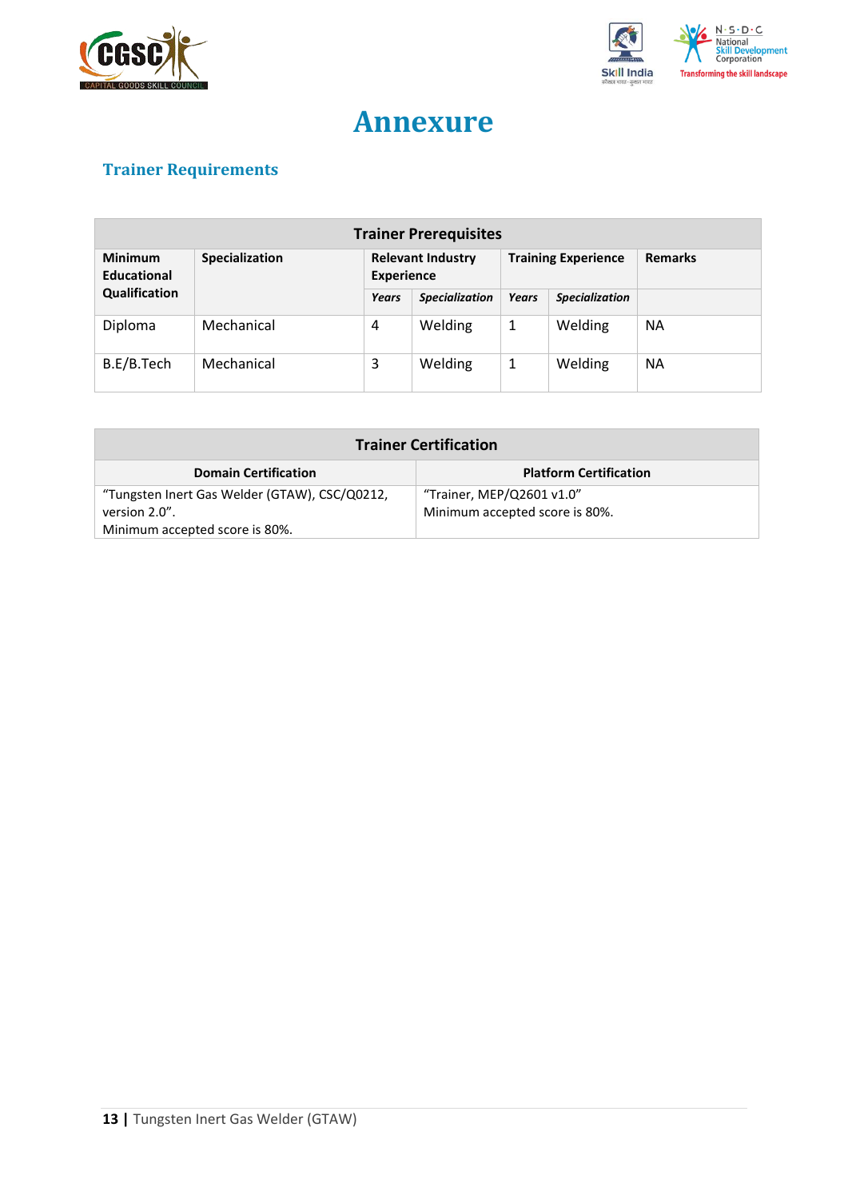# Annexure

## Trainer Requirements

| Trainer Prerequisites | | | | | | |
|---|---|---|---|---|---|---|
| **Minimum Educational Qualification** | **Specialization** | **Relevant Industry Experience** | | **Training Experience** | | **Remarks** |
| | | ***Years*** | ***Specialization*** | ***Years*** | ***Specialization*** | |
| Diploma | Mechanical | 4 | Welding | 1 | Welding | NA |
| B.E/B.Tech | Mechanical | 3 | Welding | 1 | Welding | NA |

| Trainer Certification | |
|---|---|
| **Domain Certification** | **Platform Certification** |
| "Tungsten Inert Gas Welder (GTAW), CSC/Q0212, version 2.0". Minimum accepted score is 80%. | "Trainer, MEP/Q2601 v1.0" Minimum accepted score is 80%. |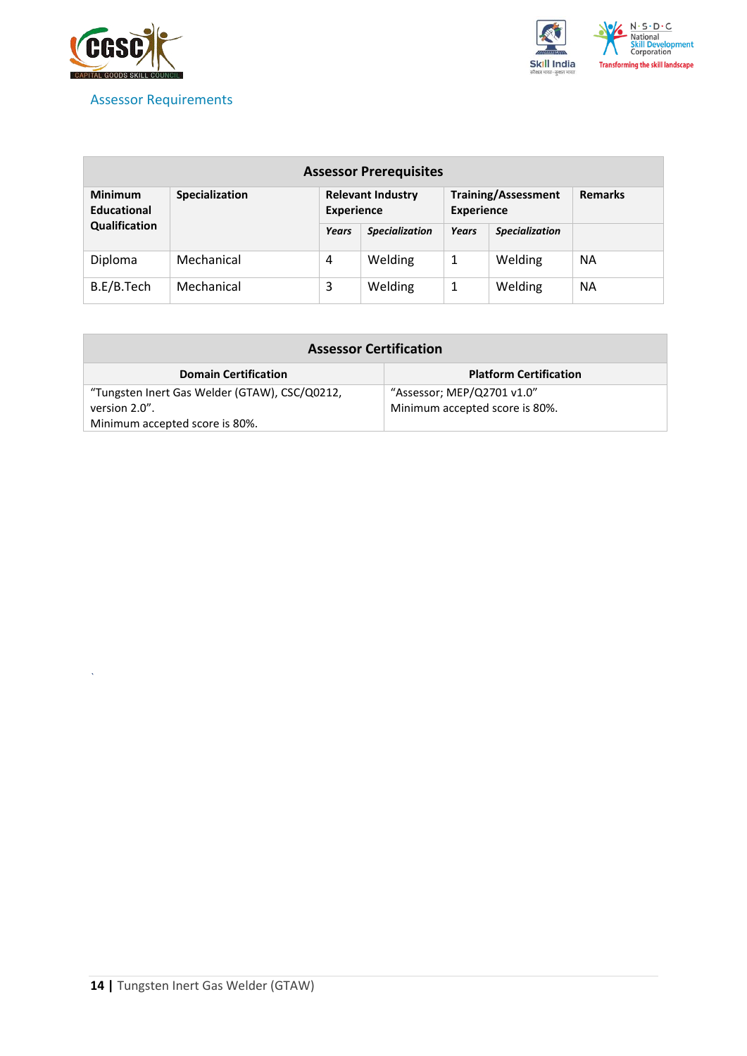## Assessor Requirements

| Assessor Prerequisites | | | | | | |
|---|---|---|---|---|---|---|
| **Minimum Educational Qualification** | **Specialization** | **Relevant Industry Experience** | | **Training/Assessment Experience** | | **Remarks** |
| | | ***Years*** | ***Specialization*** | ***Years*** | ***Specialization*** | |
| Diploma | Mechanical | 4 | Welding | 1 | Welding | NA |
| B.E/B.Tech | Mechanical | 3 | Welding | 1 | Welding | NA |

| Assessor Certification | |
|---|---|
| **Domain Certification** | **Platform Certification** |
| "Tungsten Inert Gas Welder (GTAW), CSC/Q0212, version 2.0". Minimum accepted score is 80%. | "Assessor; MEP/Q2701 v1.0" Minimum accepted score is 80%. |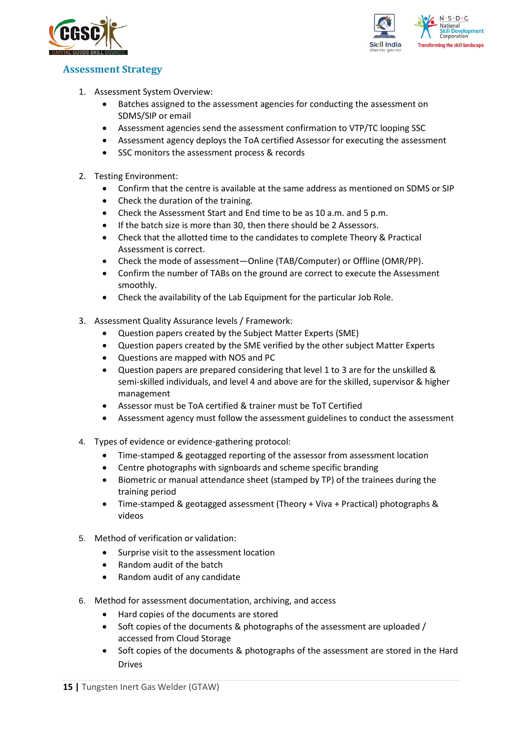## Assessment Strategy

1. Assessment System Overview:
    - Batches assigned to the assessment agencies for conducting the assessment on SDMS/SIP or email
    - Assessment agencies send the assessment confirmation to VTP/TC looping SSC
    - Assessment agency deploys the ToA certified Assessor for executing the assessment
    - SSC monitors the assessment process & records

2. Testing Environment:
    - Confirm that the centre is available at the same address as mentioned on SDMS or SIP
    - Check the duration of the training.
    - Check the Assessment Start and End time to be as 10 a.m. and 5 p.m.
    - If the batch size is more than 30, then there should be 2 Assessors.
    - Check that the allotted time to the candidates to complete Theory & Practical Assessment is correct.
    - Check the mode of assessment—Online (TAB/Computer) or Offline (OMR/PP).
    - Confirm the number of TABs on the ground are correct to execute the Assessment smoothly.
    - Check the availability of the Lab Equipment for the particular Job Role.

3. Assessment Quality Assurance levels / Framework:
    - Question papers created by the Subject Matter Experts (SME)
    - Question papers created by the SME verified by the other subject Matter Experts
    - Questions are mapped with NOS and PC
    - Question papers are prepared considering that level 1 to 3 are for the unskilled & semi-skilled individuals, and level 4 and above are for the skilled, supervisor & higher management
    - Assessor must be ToA certified & trainer must be ToT Certified
    - Assessment agency must follow the assessment guidelines to conduct the assessment

4. Types of evidence or evidence-gathering protocol:
    - Time-stamped & geotagged reporting of the assessor from assessment location
    - Centre photographs with signboards and scheme specific branding
    - Biometric or manual attendance sheet (stamped by TP) of the trainees during the training period
    - Time-stamped & geotagged assessment (Theory + Viva + Practical) photographs & videos

5. Method of verification or validation:
    - Surprise visit to the assessment location
    - Random audit of the batch
    - Random audit of any candidate

6. Method for assessment documentation, archiving, and access
    - Hard copies of the documents are stored
    - Soft copies of the documents & photographs of the assessment are uploaded / accessed from Cloud Storage
    - Soft copies of the documents & photographs of the assessment are stored in the Hard Drives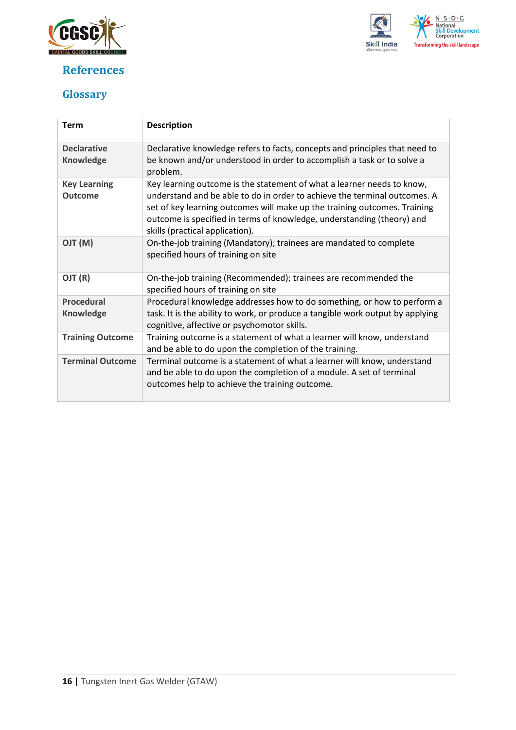## References

### Glossary

| Term | Description |
|---|---|
| **Declarative Knowledge** | Declarative knowledge refers to facts, concepts and principles that need to be known and/or understood in order to accomplish a task or to solve a problem. |
| **Key Learning Outcome** | Key learning outcome is the statement of what a learner needs to know, understand and be able to do in order to achieve the terminal outcomes. A set of key learning outcomes will make up the training outcomes. Training outcome is specified in terms of knowledge, understanding (theory) and skills (practical application). |
| **OJT (M)** | On-the-job training (Mandatory); trainees are mandated to complete specified hours of training on site |
| **OJT (R)** | On-the-job training (Recommended); trainees are recommended the specified hours of training on site |
| **Procedural Knowledge** | Procedural knowledge addresses how to do something, or how to perform a task. It is the ability to work, or produce a tangible work output by applying cognitive, affective or psychomotor skills. |
| **Training Outcome** | Training outcome is a statement of what a learner will know, understand and be able to do upon the completion of the training. |
| **Terminal Outcome** | Terminal outcome is a statement of what a learner will know, understand and be able to do upon the completion of a module. A set of terminal outcomes help to achieve the training outcome. |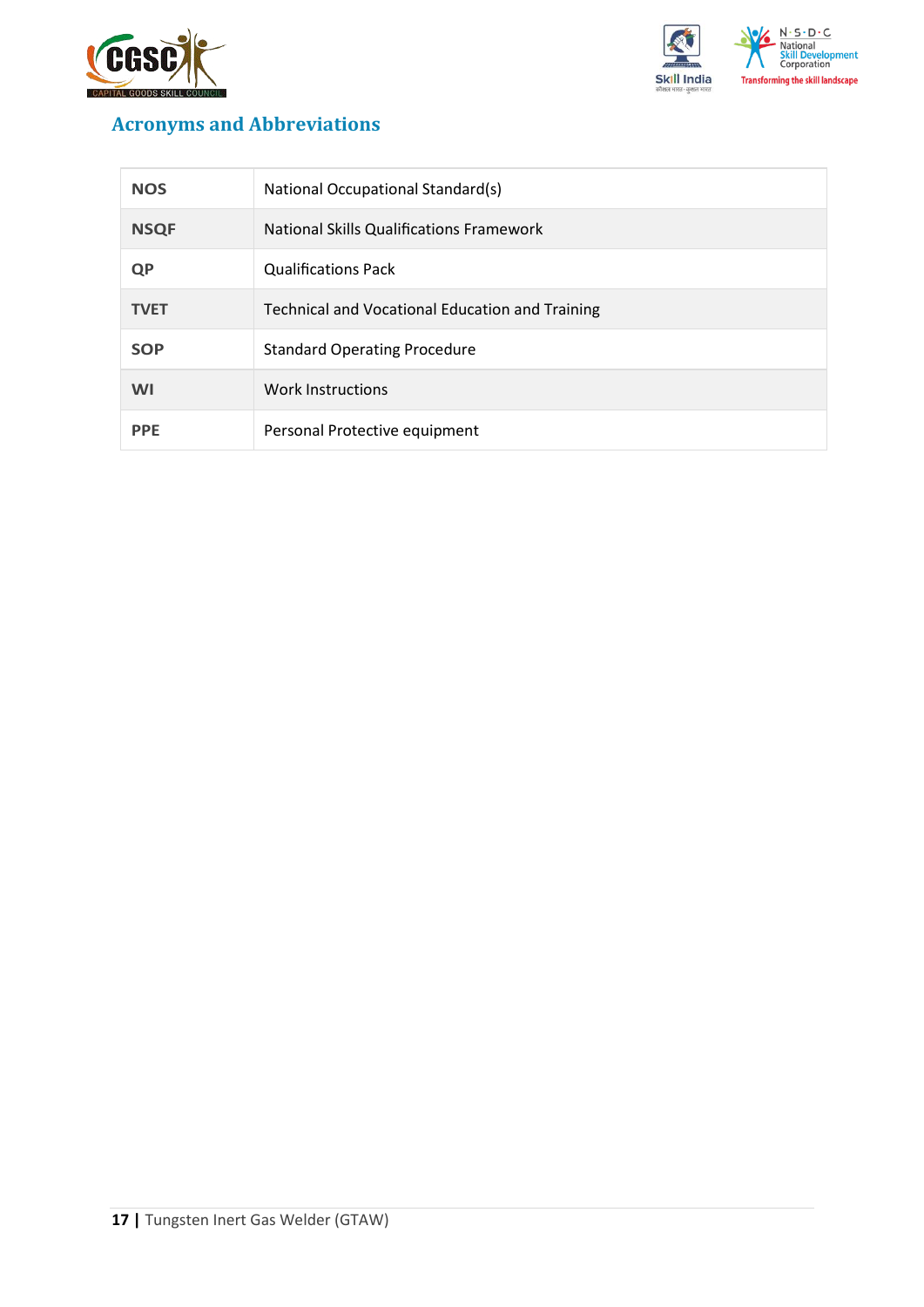## Acronyms and Abbreviations

| | |
|---|---|
| **NOS** | National Occupational Standard(s) |
| **NSQF** | National Skills Qualifications Framework |
| **QP** | Qualifications Pack |
| **TVET** | Technical and Vocational Education and Training |
| **SOP** | Standard Operating Procedure |
| **WI** | Work Instructions |
| **PPE** | Personal Protective equipment |